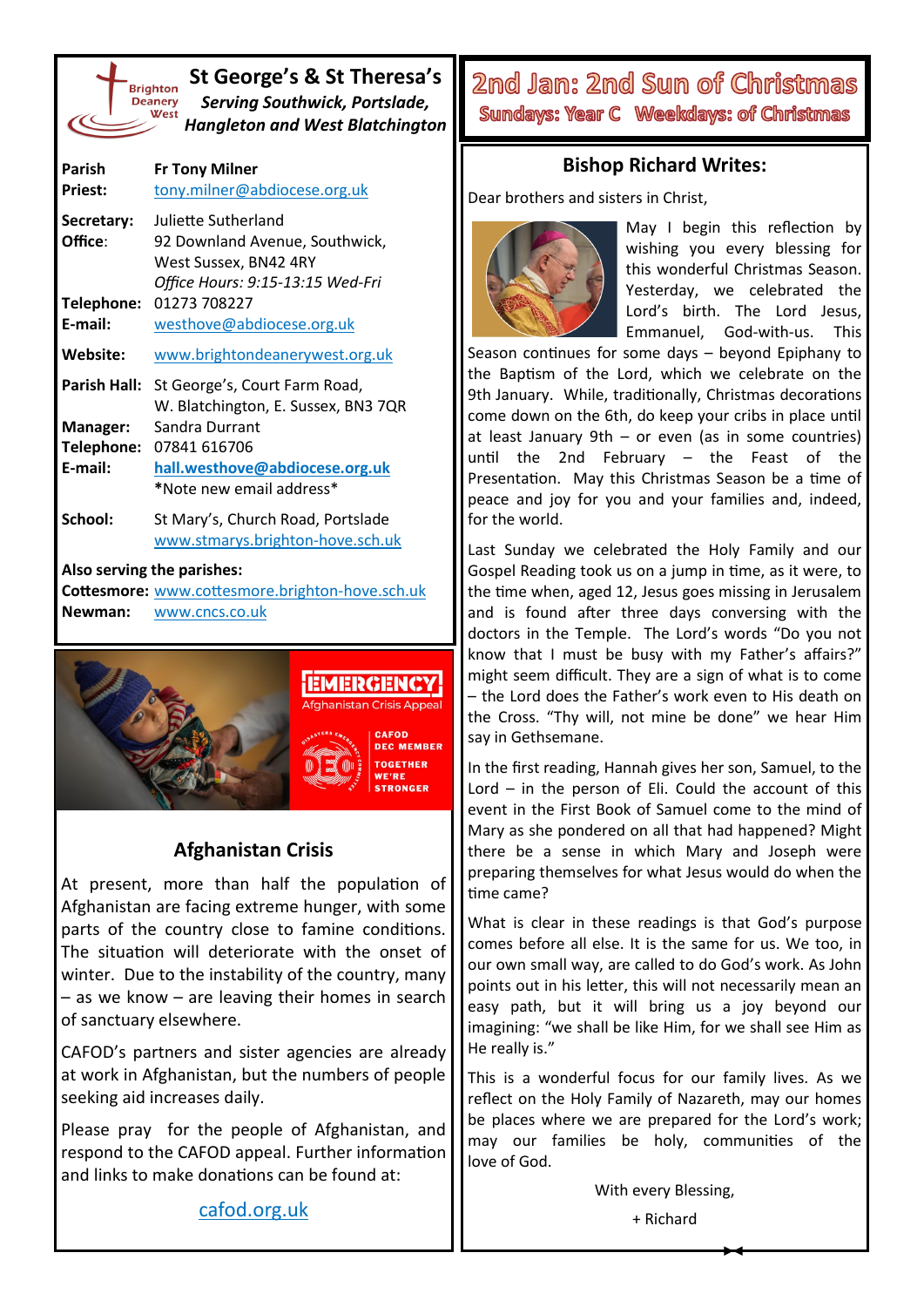# St George's & St Theresa's

***Serving Southwick, Portslade, Hangleton and West Blatchington***

| | |
|---|---|
| **Parish Priest:** | **Fr Tony Milner** tony.milner@abdiocese.org.uk |
| **Secretary: Office:** | Juliette Sutherland 92 Downland Avenue, Southwick, West Sussex, BN42 4RY *Office Hours: 9:15-13:15 Wed-Fri* |
| **Telephone:** | 01273 708227 |
| **E-mail:** | westhove@abdiocese.org.uk |
| **Website:** | www.brightondeanerywest.org.uk |
| **Parish Hall:** | St George's, Court Farm Road, W. Blatchington, E. Sussex, BN3 7QR |
| **Manager:** | Sandra Durrant |
| **Telephone:** | 07841 616706 |
| **E-mail:** | **hall.westhove@abdiocese.org.uk** *Note new email address* |
| **School:** | St Mary's, Church Road, Portslade www.stmarys.brighton-hove.sch.uk |

**Also serving the parishes:**

**Cottesmore:** www.cottesmore.brighton-hove.sch.uk

**Newman:** www.cncs.co.uk

EMERGENCY Afghanistan Crisis Appeal

CAFOD DEC MEMBER TOGETHER WE'RE STRONGER

## Afghanistan Crisis

At present, more than half the population of Afghanistan are facing extreme hunger, with some parts of the country close to famine conditions. The situation will deteriorate with the onset of winter. Due to the instability of the country, many – as we know – are leaving their homes in search of sanctuary elsewhere.

CAFOD's partners and sister agencies are already at work in Afghanistan, but the numbers of people seeking aid increases daily.

Please pray for the people of Afghanistan, and respond to the CAFOD appeal. Further information and links to make donations can be found at:

cafod.org.uk

# 2nd Jan: 2nd Sun of Christmas

**Sundays: Year C Weekdays: of Christmas**

## Bishop Richard Writes:

Dear brothers and sisters in Christ,

May I begin this reflection by wishing you every blessing for this wonderful Christmas Season. Yesterday, we celebrated the Lord's birth. The Lord Jesus, Emmanuel, God-with-us. This Season continues for some days – beyond Epiphany to the Baptism of the Lord, which we celebrate on the 9th January. While, traditionally, Christmas decorations come down on the 6th, do keep your cribs in place until at least January 9th – or even (as in some countries) until the 2nd February – the Feast of the Presentation. May this Christmas Season be a time of peace and joy for you and your families and, indeed, for the world.

Last Sunday we celebrated the Holy Family and our Gospel Reading took us on a jump in time, as it were, to the time when, aged 12, Jesus goes missing in Jerusalem and is found after three days conversing with the doctors in the Temple. The Lord's words "Do you not know that I must be busy with my Father's affairs?" might seem difficult. They are a sign of what is to come – the Lord does the Father's work even to His death on the Cross. "Thy will, not mine be done" we hear Him say in Gethsemane.

In the first reading, Hannah gives her son, Samuel, to the Lord – in the person of Eli. Could the account of this event in the First Book of Samuel come to the mind of Mary as she pondered on all that had happened? Might there be a sense in which Mary and Joseph were preparing themselves for what Jesus would do when the time came?

What is clear in these readings is that God's purpose comes before all else. It is the same for us. We too, in our own small way, are called to do God's work. As John points out in his letter, this will not necessarily mean an easy path, but it will bring us a joy beyond our imagining: "we shall be like Him, for we shall see Him as He really is."

This is a wonderful focus for our family lives. As we reflect on the Holy Family of Nazareth, may our homes be places where we are prepared for the Lord's work; may our families be holy, communities of the love of God.

With every Blessing,

+ Richard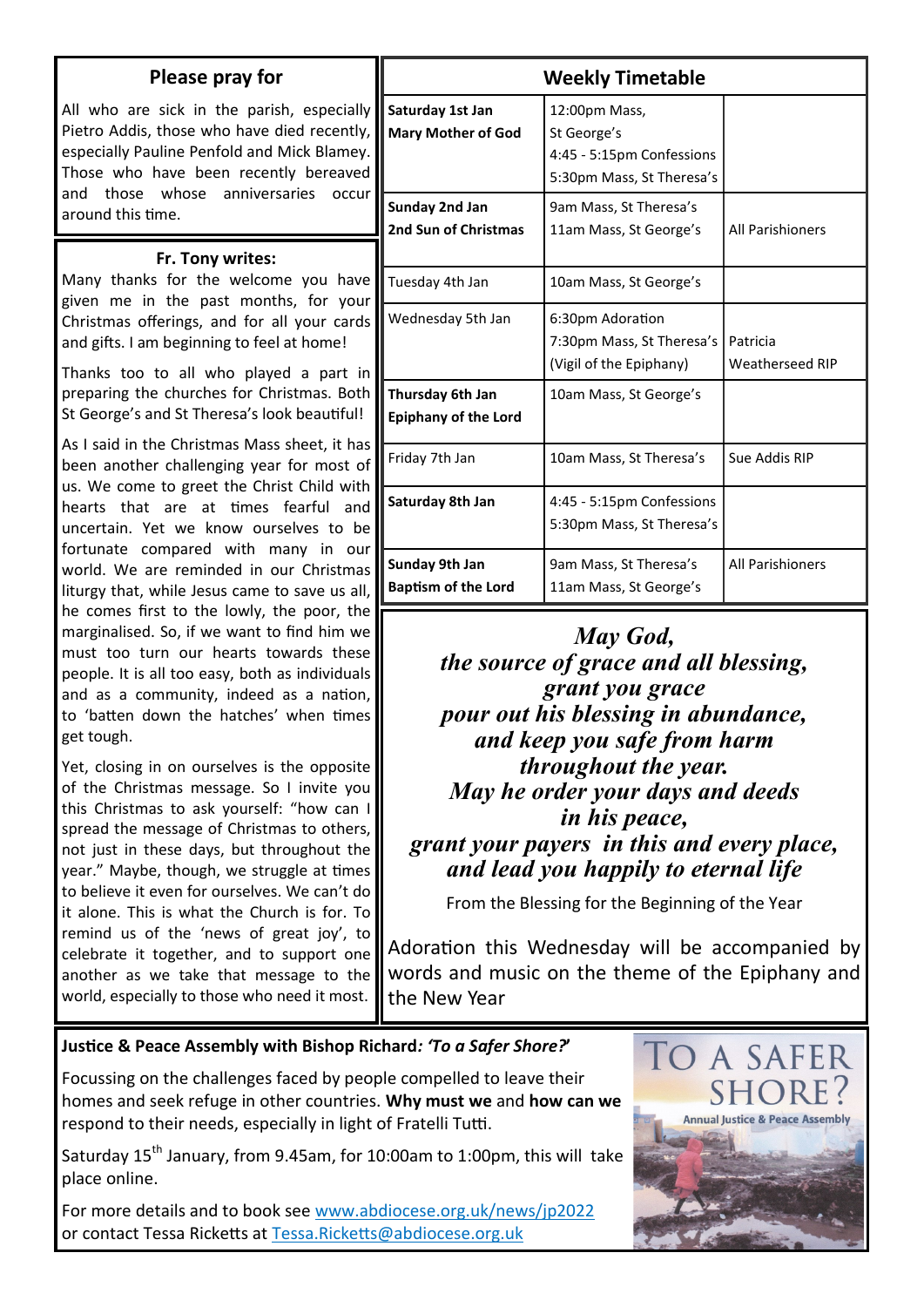## Please pray for

All who are sick in the parish, especially Pietro Addis, those who have died recently, especially Pauline Penfold and Mick Blamey. Those who have been recently bereaved and those whose anniversaries occur around this time.

### Fr. Tony writes:

Many thanks for the welcome you have given me in the past months, for your Christmas offerings, and for all your cards and gifts. I am beginning to feel at home!

Thanks too to all who played a part in preparing the churches for Christmas. Both St George's and St Theresa's look beautiful!

As I said in the Christmas Mass sheet, it has been another challenging year for most of us. We come to greet the Christ Child with hearts that are at times fearful and uncertain. Yet we know ourselves to be fortunate compared with many in our world. We are reminded in our Christmas liturgy that, while Jesus came to save us all, he comes first to the lowly, the poor, the marginalised. So, if we want to find him we must too turn our hearts towards these people. It is all too easy, both as individuals and as a community, indeed as a nation, to 'batten down the hatches' when times get tough.

Yet, closing in on ourselves is the opposite of the Christmas message. So I invite you this Christmas to ask yourself: "how can I spread the message of Christmas to others, not just in these days, but throughout the year." Maybe, though, we struggle at times to believe it even for ourselves. We can't do it alone. This is what the Church is for. To remind us of the 'news of great joy', to celebrate it together, and to support one another as we take that message to the world, especially to those who need it most.

## Weekly Timetable

| | | |
|---|---|---|
| **Saturday 1st Jan**<br>**Mary Mother of God** | 12:00pm Mass, St George's<br>4:45 - 5:15pm Confessions<br>5:30pm Mass, St Theresa's | |
| **Sunday 2nd Jan**<br>**2nd Sun of Christmas** | 9am Mass, St Theresa's<br>11am Mass, St George's | All Parishioners |
| Tuesday 4th Jan | 10am Mass, St George's | |
| Wednesday 5th Jan | 6:30pm Adoration<br>7:30pm Mass, St Theresa's<br>(Vigil of the Epiphany) | Patricia Weatherseed RIP |
| **Thursday 6th Jan**<br>**Epiphany of the Lord** | 10am Mass, St George's | |
| Friday 7th Jan | 10am Mass, St Theresa's | Sue Addis RIP |
| **Saturday 8th Jan** | 4:45 - 5:15pm Confessions<br>5:30pm Mass, St Theresa's | |
| **Sunday 9th Jan**<br>**Baptism of the Lord** | 9am Mass, St Theresa's<br>11am Mass, St George's | All Parishioners |

***May God,***
***the source of grace and all blessing,***
***grant you grace***
***pour out his blessing in abundance,***
***and keep you safe from harm***
***throughout the year.***
***May he order your days and deeds***
***in his peace,***
***grant your payers in this and every place,***
***and lead you happily to eternal life***

From the Blessing for the Beginning of the Year

Adoration this Wednesday will be accompanied by words and music on the theme of the Epiphany and the New Year

### Justice & Peace Assembly with Bishop Richard*: 'To a Safer Shore?'*

Focussing on the challenges faced by people compelled to leave their homes and seek refuge in other countries. **Why must we** and **how can we** respond to their needs, especially in light of Fratelli Tutti.

Saturday 15th January, from 9.45am, for 10:00am to 1:00pm, this will take place online.

For more details and to book see www.abdiocese.org.uk/news/jp2022 or contact Tessa Ricketts at Tessa.Ricketts@abdiocese.org.uk

TO A SAFER SHORE?
Annual Justice & Peace Assembly